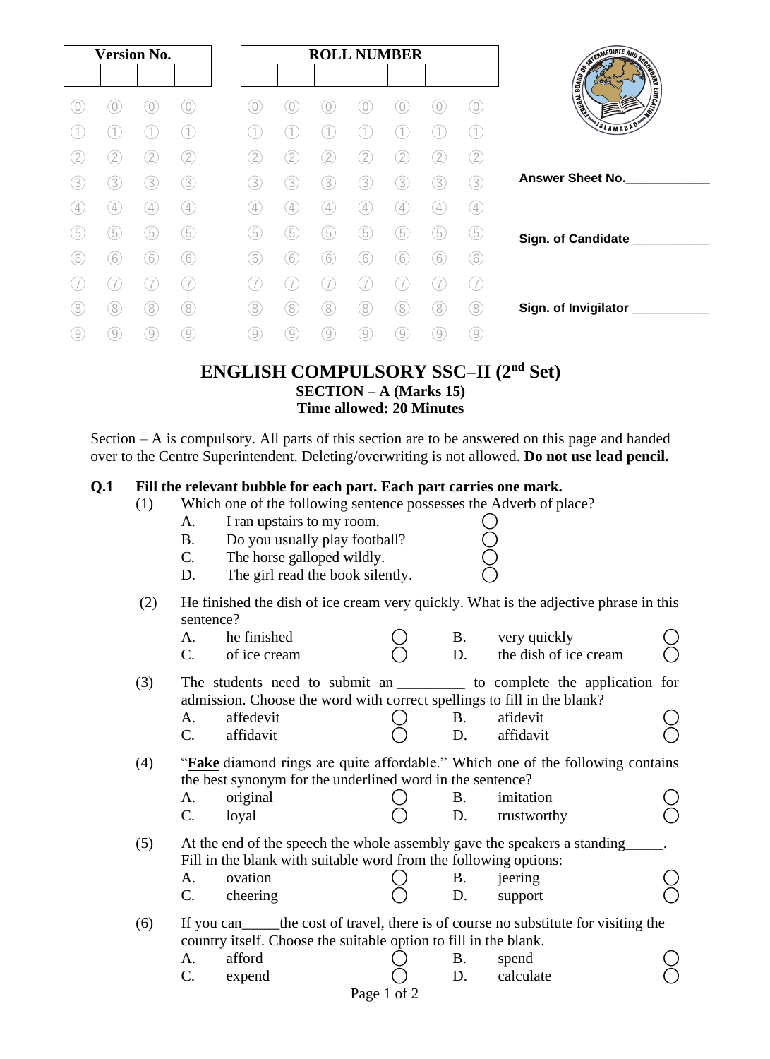| Version No. | | | |
|---|---|---|---|
| | | | |

| ROLL NUMBER | | | | | | |
|---|---|---|---|---|---|---|
| | | | | | | |

Answer Sheet No.____________

Sign. of Candidate ___________

Sign. of Invigilator ___________

# ENGLISH COMPULSORY SSC–II (2nd Set)

**SECTION – A (Marks 15)**
**Time allowed: 20 Minutes**

Section – A is compulsory. All parts of this section are to be answered on this page and handed over to the Centre Superintendent. Deleting/overwriting is not allowed. **Do not use lead pencil.**

**Q.1 Fill the relevant bubble for each part. Each part carries one mark.**

(1) Which one of the following sentence possesses the Adverb of place?

- A. I ran upstairs to my room. ◯
- B. Do you usually play football? ◯
- C. The horse galloped wildly. ◯
- D. The girl read the book silently. ◯

(2) He finished the dish of ice cream very quickly. What is the adjective phrase in this sentence?

- A. he finished ◯
- B. very quickly ◯
- C. of ice cream ◯
- D. the dish of ice cream ◯

(3) The students need to submit an _________ to complete the application for admission. Choose the word with correct spellings to fill in the blank?

- A. affedevit ◯
- B. afidevit ◯
- C. affidavit ◯
- D. affidavit ◯

(4) "**Fake** diamond rings are quite affordable." Which one of the following contains the best synonym for the underlined word in the sentence?

- A. original ◯
- B. imitation ◯
- C. loyal ◯
- D. trustworthy ◯

(5) At the end of the speech the whole assembly gave the speakers a standing_____. Fill in the blank with suitable word from the following options:

- A. ovation ◯
- B. jeering ◯
- C. cheering ◯
- D. support ◯

(6) If you can_____the cost of travel, there is of course no substitute for visiting the country itself. Choose the suitable option to fill in the blank.

- A. afford ◯
- B. spend ◯
- C. expend ◯
- D. calculate ◯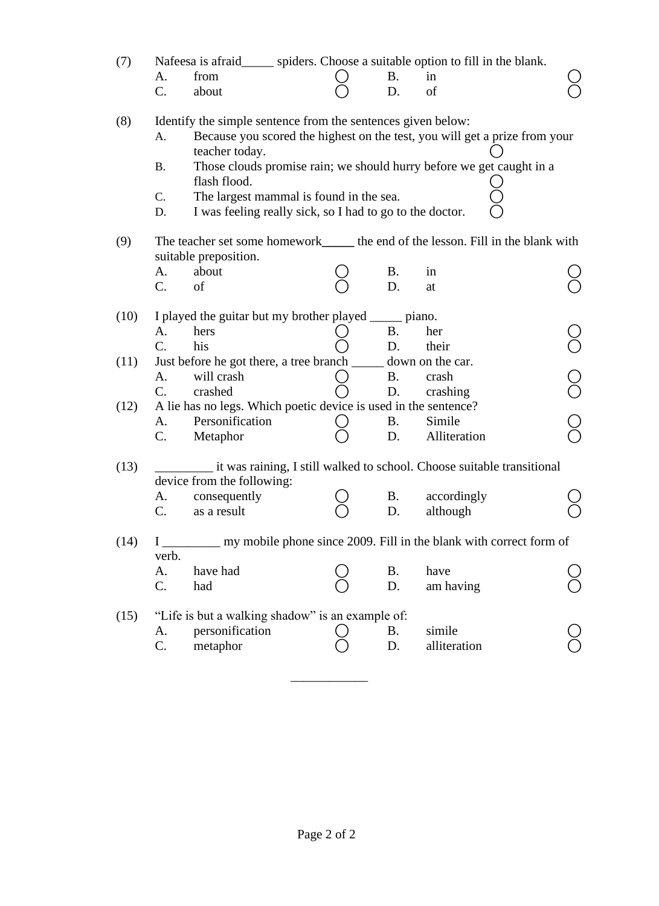(7) Nafeesa is afraid_____ spiders. Choose a suitable option to fill in the blank.

A. from ◯ B. in ◯
C. about ◯ D. of ◯

(8) Identify the simple sentence from the sentences given below:

A. Because you scored the highest on the test, you will get a prize from your teacher today. ◯
B. Those clouds promise rain; we should hurry before we get caught in a flash flood. ◯
C. The largest mammal is found in the sea. ◯
D. I was feeling really sick, so I had to go to the doctor. ◯

(9) The teacher set some homework_____ the end of the lesson. Fill in the blank with suitable preposition.

A. about ◯ B. in ◯
C. of ◯ D. at ◯

(10) I played the guitar but my brother played _____ piano.

A. hers ◯ B. her ◯
C. his ◯ D. their ◯

(11) Just before he got there, a tree branch _____ down on the car.

A. will crash ◯ B. crash ◯
C. crashed ◯ D. crashing ◯

(12) A lie has no legs. Which poetic device is used in the sentence?

A. Personification ◯ B. Simile ◯
C. Metaphor ◯ D. Alliteration ◯

(13) _________ it was raining, I still walked to school. Choose suitable transitional device from the following:

A. consequently ◯ B. accordingly ◯
C. as a result ◯ D. although ◯

(14) I _________ my mobile phone since 2009. Fill in the blank with correct form of verb.

A. have had ◯ B. have ◯
C. had ◯ D. am having ◯

(15) “Life is but a walking shadow” is an example of:

A. personification ◯ B. simile ◯
C. metaphor ◯ D. alliteration ◯

____________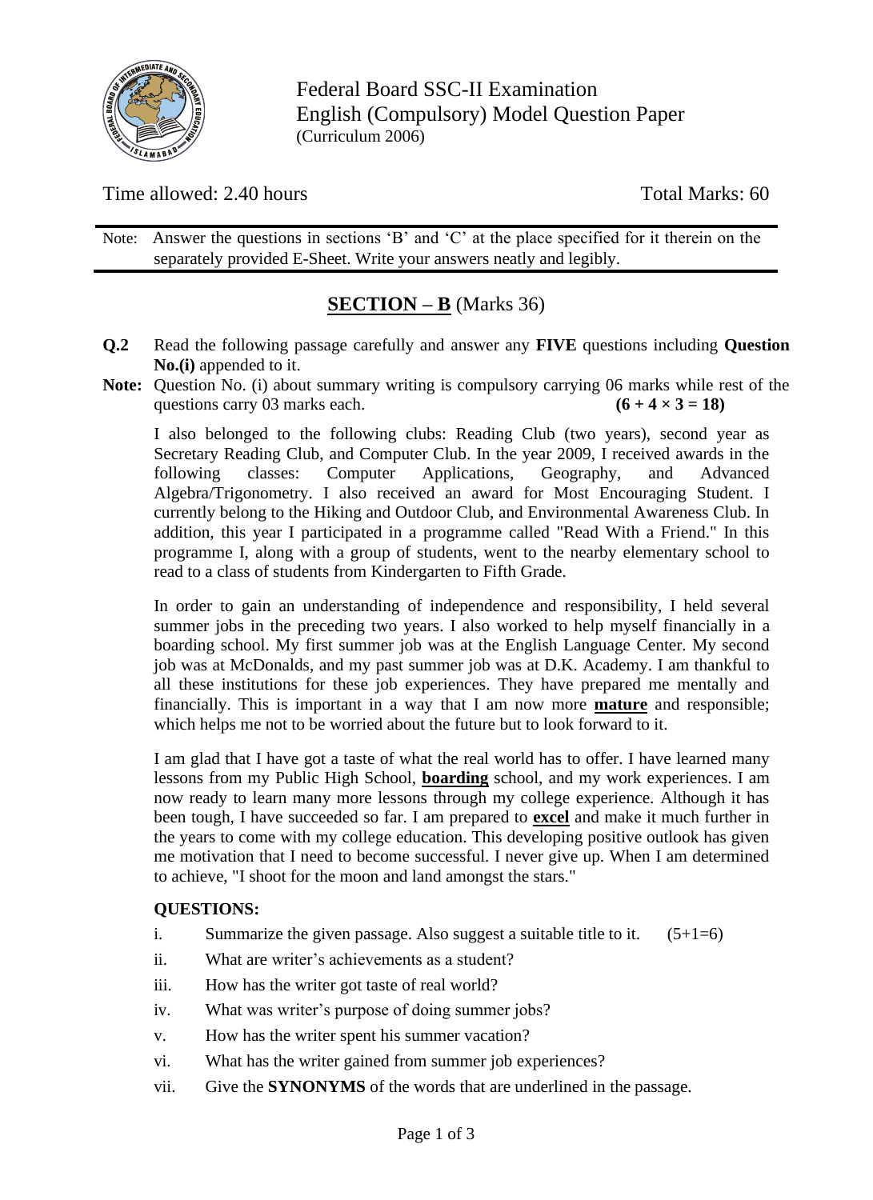Federal Board SSC-II Examination
English (Compulsory) Model Question Paper
(Curriculum 2006)

Time allowed: 2.40 hours Total Marks: 60

Note: Answer the questions in sections 'B' and 'C' at the place specified for it therein on the separately provided E-Sheet. Write your answers neatly and legibly.

## **SECTION – B** (Marks 36)

**Q.2** Read the following passage carefully and answer any **FIVE** questions including **Question No.(i)** appended to it.

**Note:** Question No. (i) about summary writing is compulsory carrying 06 marks while rest of the questions carry 03 marks each. **(6 + 4 × 3 = 18)**

I also belonged to the following clubs: Reading Club (two years), second year as Secretary Reading Club, and Computer Club. In the year 2009, I received awards in the following classes: Computer Applications, Geography, and Advanced Algebra/Trigonometry. I also received an award for Most Encouraging Student. I currently belong to the Hiking and Outdoor Club, and Environmental Awareness Club. In addition, this year I participated in a programme called "Read With a Friend." In this programme I, along with a group of students, went to the nearby elementary school to read to a class of students from Kindergarten to Fifth Grade.

In order to gain an understanding of independence and responsibility, I held several summer jobs in the preceding two years. I also worked to help myself financially in a boarding school. My first summer job was at the English Language Center. My second job was at McDonalds, and my past summer job was at D.K. Academy. I am thankful to all these institutions for these job experiences. They have prepared me mentally and financially. This is important in a way that I am now more **mature** and responsible; which helps me not to be worried about the future but to look forward to it.

I am glad that I have got a taste of what the real world has to offer. I have learned many lessons from my Public High School, **boarding** school, and my work experiences. I am now ready to learn many more lessons through my college experience. Although it has been tough, I have succeeded so far. I am prepared to **excel** and make it much further in the years to come with my college education. This developing positive outlook has given me motivation that I need to become successful. I never give up. When I am determined to achieve, "I shoot for the moon and land amongst the stars."

**QUESTIONS:**

i. Summarize the given passage. Also suggest a suitable title to it. (5+1=6)
ii. What are writer's achievements as a student?
iii. How has the writer got taste of real world?
iv. What was writer's purpose of doing summer jobs?
v. How has the writer spent his summer vacation?
vi. What has the writer gained from summer job experiences?
vii. Give the **SYNONYMS** of the words that are underlined in the passage.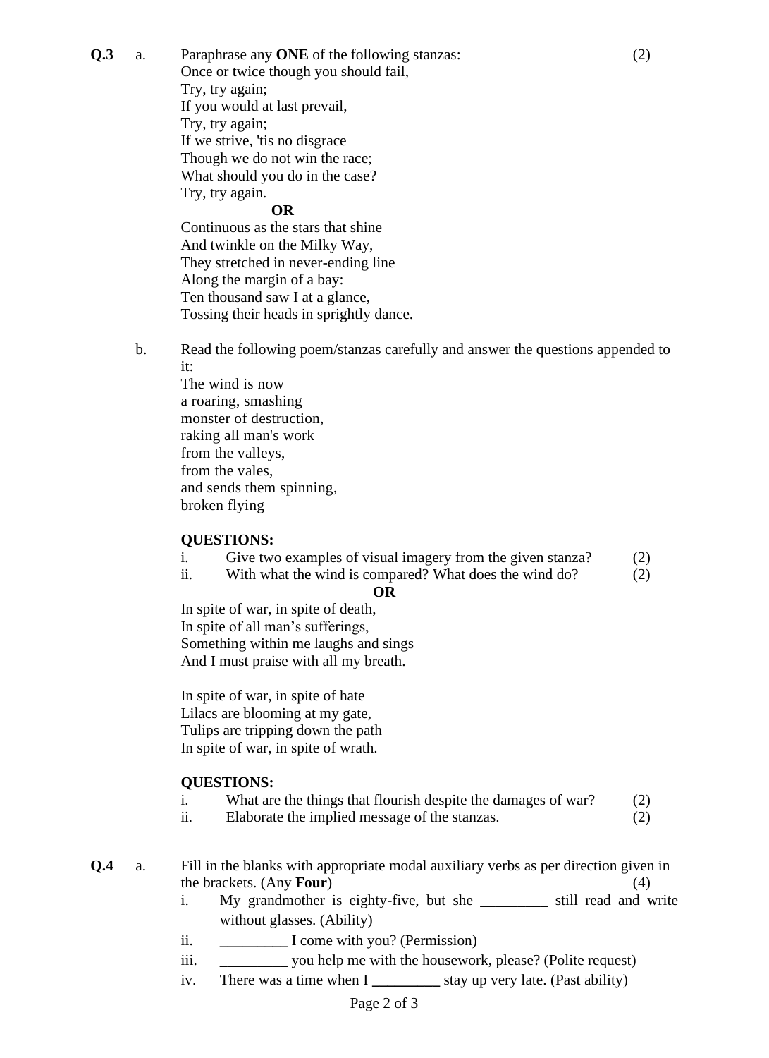**Q.3** a. Paraphrase any **ONE** of the following stanzas: (2)

Once or twice though you should fail,
Try, try again;
If you would at last prevail,
Try, try again;
If we strive, 'tis no disgrace
Though we do not win the race;
What should you do in the case?
Try, try again.

**OR**

Continuous as the stars that shine
And twinkle on the Milky Way,
They stretched in never-ending line
Along the margin of a bay:
Ten thousand saw I at a glance,
Tossing their heads in sprightly dance.

b. Read the following poem/stanzas carefully and answer the questions appended to it:

The wind is now
a roaring, smashing
monster of destruction,
raking all man's work
from the valleys,
from the vales,
and sends them spinning,
broken flying

**QUESTIONS:**

i. Give two examples of visual imagery from the given stanza? (2)
ii. With what the wind is compared? What does the wind do? (2)

**OR**

In spite of war, in spite of death,
In spite of all man's sufferings,
Something within me laughs and sings
And I must praise with all my breath.

In spite of war, in spite of hate
Lilacs are blooming at my gate,
Tulips are tripping down the path
In spite of war, in spite of wrath.

**QUESTIONS:**

i. What are the things that flourish despite the damages of war? (2)
ii. Elaborate the implied message of the stanzas. (2)

**Q.4** a. Fill in the blanks with appropriate modal auxiliary verbs as per direction given in the brackets. (Any **Four**) (4)

i. My grandmother is eighty-five, but she _________ still read and write without glasses. (Ability)
ii. _________ I come with you? (Permission)
iii. _________ you help me with the housework, please? (Polite request)
iv. There was a time when I _________ stay up very late. (Past ability)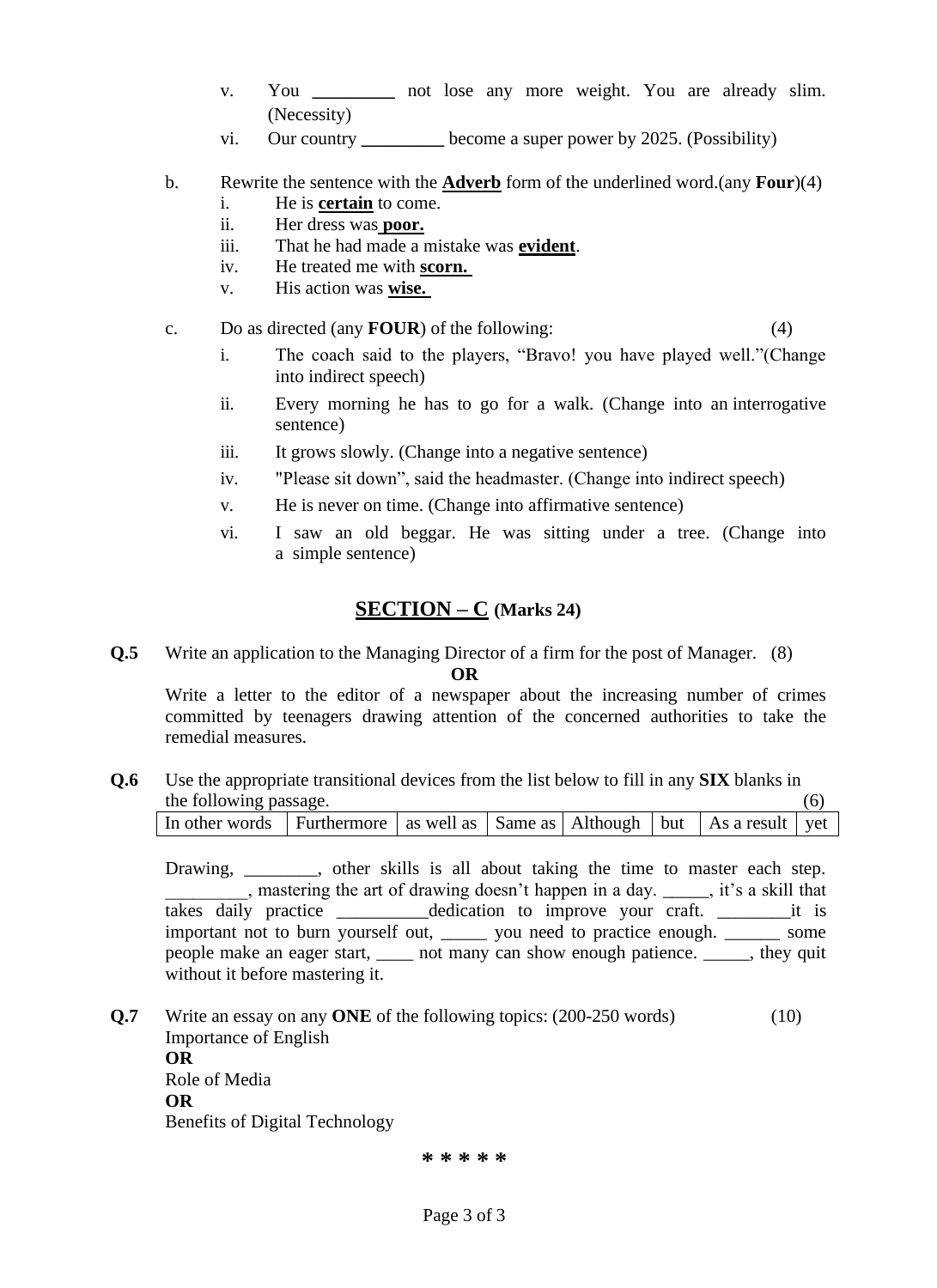v. You _________ not lose any more weight. You are already slim. (Necessity)

vi. Our country _________ become a super power by 2025. (Possibility)

b. Rewrite the sentence with the **Adverb** form of the underlined word.(any **Four**)(4)

i. He is **certain** to come.

ii. Her dress was **poor.**

iii. That he had made a mistake was **evident**.

iv. He treated me with **scorn.**

v. His action was **wise.**

c. Do as directed (any **FOUR**) of the following: (4)

i. The coach said to the players, "Bravo! you have played well."(Change into indirect speech)

ii. Every morning he has to go for a walk. (Change into an interrogative sentence)

iii. It grows slowly. (Change into a negative sentence)

iv. "Please sit down", said the headmaster. (Change into indirect speech)

v. He is never on time. (Change into affirmative sentence)

vi. I saw an old beggar. He was sitting under a tree. (Change into a simple sentence)

## SECTION – C (Marks 24)

**Q.5** Write an application to the Managing Director of a firm for the post of Manager. (8)

**OR**

Write a letter to the editor of a newspaper about the increasing number of crimes committed by teenagers drawing attention of the concerned authorities to take the remedial measures.

**Q.6** Use the appropriate transitional devices from the list below to fill in any **SIX** blanks in the following passage. (6)

| In other words | Furthermore | as well as | Same as | Although | but | As a result | yet |
|---|---|---|---|---|---|---|---|

Drawing, ________, other skills is all about taking the time to master each step. _________, mastering the art of drawing doesn't happen in a day. _____, it's a skill that takes daily practice __________dedication to improve your craft. ________it is important not to burn yourself out, _____ you need to practice enough. ______ some people make an eager start, ____ not many can show enough patience. _____, they quit without it before mastering it.

**Q.7** Write an essay on any **ONE** of the following topics: (200-250 words) (10)

Importance of English

**OR**

Role of Media

**OR**

Benefits of Digital Technology

*****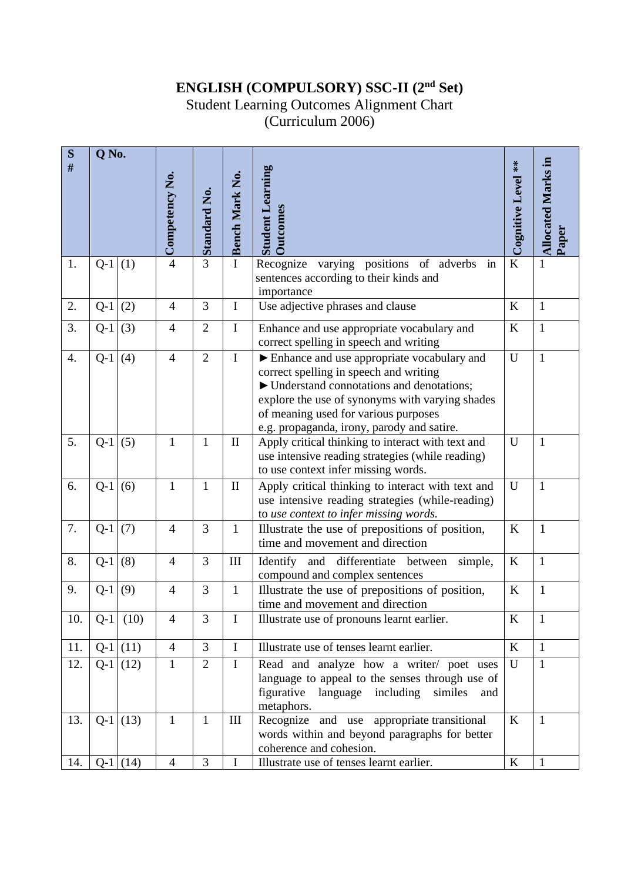# ENGLISH (COMPULSORY) SSC-II (2nd Set)

Student Learning Outcomes Alignment Chart
(Curriculum 2006)

| S # | Q No. | | Competency No. | Standard No. | Bench Mark No. | Student Learning Outcomes | Cognitive Level ** | Allocated Marks in Paper |
|---|---|---|---|---|---|---|---|---|
| 1. | Q-1 | (1) | 4 | 3 | I | Recognize varying positions of adverbs in sentences according to their kinds and importance | K | 1 |
| 2. | Q-1 | (2) | 4 | 3 | I | Use adjective phrases and clause | K | 1 |
| 3. | Q-1 | (3) | 4 | 2 | I | Enhance and use appropriate vocabulary and correct spelling in speech and writing | K | 1 |
| 4. | Q-1 | (4) | 4 | 2 | I | ► Enhance and use appropriate vocabulary and correct spelling in speech and writing<br>► Understand connotations and denotations; explore the use of synonyms with varying shades of meaning used for various purposes e.g. propaganda, irony, parody and satire. | U | 1 |
| 5. | Q-1 | (5) | 1 | 1 | II | Apply critical thinking to interact with text and use intensive reading strategies (while reading) to use context infer missing words. | U | 1 |
| 6. | Q-1 | (6) | 1 | 1 | II | Apply critical thinking to interact with text and use intensive reading strategies (while-reading) to *use context to infer missing words.* | U | 1 |
| 7. | Q-1 | (7) | 4 | 3 | 1 | Illustrate the use of prepositions of position, time and movement and direction | K | 1 |
| 8. | Q-1 | (8) | 4 | 3 | III | Identify and differentiate between simple, compound and complex sentences | K | 1 |
| 9. | Q-1 | (9) | 4 | 3 | 1 | Illustrate the use of prepositions of position, time and movement and direction | K | 1 |
| 10. | Q-1 | (10) | 4 | 3 | I | Illustrate use of pronouns learnt earlier. | K | 1 |
| 11. | Q-1 | (11) | 4 | 3 | I | Illustrate use of tenses learnt earlier. | K | 1 |
| 12. | Q-1 | (12) | 1 | 2 | I | Read and analyze how a writer/ poet uses language to appeal to the senses through use of figurative language including similes and metaphors. | U | 1 |
| 13. | Q-1 | (13) | 1 | 1 | III | Recognize and use appropriate transitional words within and beyond paragraphs for better coherence and cohesion. | K | 1 |
| 14. | Q-1 | (14) | 4 | 3 | I | Illustrate use of tenses learnt earlier. | K | 1 |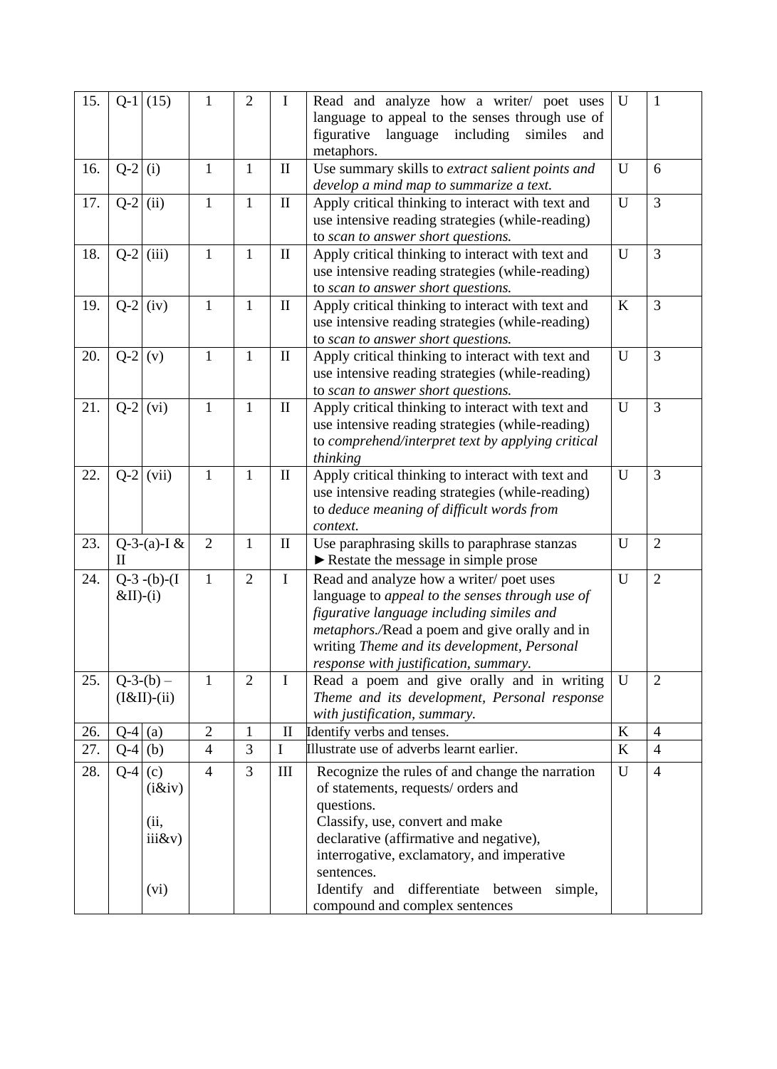| 15. | Q-1 | (15) | 1 | 2 | I | Read and analyze how a writer/ poet uses language to appeal to the senses through use of figurative language including similes and metaphors. | U | 1 |
|---|---|---|---|---|---|---|---|---|
| 16. | Q-2 | (i) | 1 | 1 | II | Use summary skills to *extract salient points and develop a mind map to summarize a text.* | U | 6 |
| 17. | Q-2 | (ii) | 1 | 1 | II | Apply critical thinking to interact with text and use intensive reading strategies (while-reading) to *scan to answer short questions.* | U | 3 |
| 18. | Q-2 | (iii) | 1 | 1 | II | Apply critical thinking to interact with text and use intensive reading strategies (while-reading) to *scan to answer short questions.* | U | 3 |
| 19. | Q-2 | (iv) | 1 | 1 | II | Apply critical thinking to interact with text and use intensive reading strategies (while-reading) to *scan to answer short questions.* | K | 3 |
| 20. | Q-2 | (v) | 1 | 1 | II | Apply critical thinking to interact with text and use intensive reading strategies (while-reading) to *scan to answer short questions.* | U | 3 |
| 21. | Q-2 | (vi) | 1 | 1 | II | Apply critical thinking to interact with text and use intensive reading strategies (while-reading) to *comprehend/interpret text by applying critical thinking* | U | 3 |
| 22. | Q-2 | (vii) | 1 | 1 | II | Apply critical thinking to interact with text and use intensive reading strategies (while-reading) to *deduce meaning of difficult words from context.* | U | 3 |
| 23. | Q-3-(a)-I & II | | 2 | 1 | II | Use paraphrasing skills to paraphrase stanzas ► Restate the message in simple prose | U | 2 |
| 24. | Q-3 -(b)-(I &II)-(i) | | 1 | 2 | I | Read and analyze how a writer/ poet uses language to *appeal to the senses through use of figurative language including similes and metaphors.*/Read a poem and give orally and in writing *Theme and its development, Personal response with justification, summary.* | U | 2 |
| 25. | Q-3-(b) – (I&II)-(ii) | | 1 | 2 | I | Read a poem and give orally and in writing *Theme and its development, Personal response with justification, summary.* | U | 2 |
| 26. | Q-4 | (a) | 2 | 1 | II | Identify verbs and tenses. | K | 4 |
| 27. | Q-4 | (b) | 4 | 3 | I | Illustrate use of adverbs learnt earlier. | K | 4 |
| 28. | Q-4 | (c) (i&iv) (ii, iii&v) (vi) | 4 | 3 | III | Recognize the rules of and change the narration of statements, requests/ orders and questions. Classify, use, convert and make declarative (affirmative and negative), interrogative, exclamatory, and imperative sentences. Identify and differentiate between simple, compound and complex sentences | U | 4 |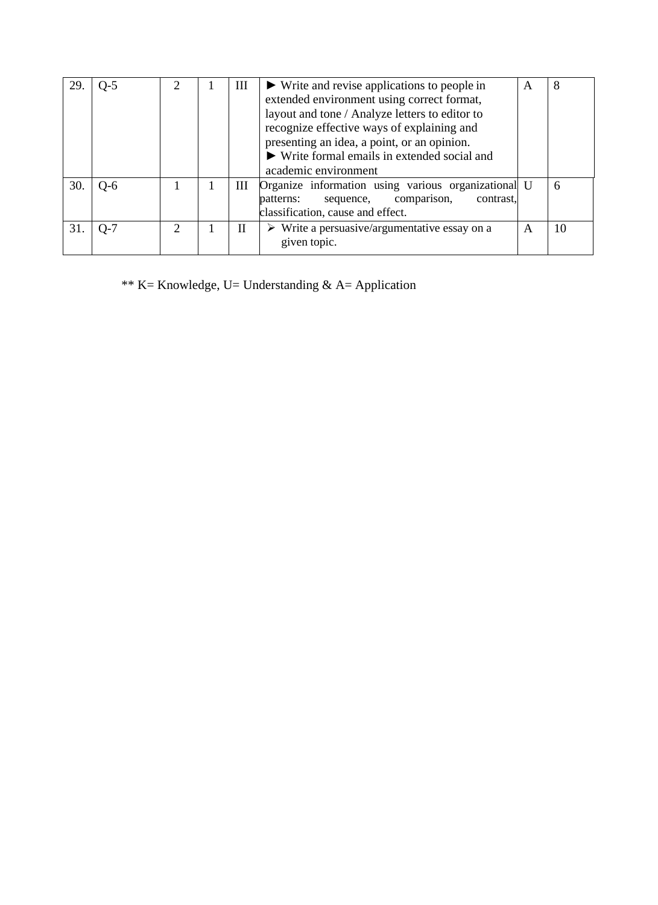| | | | | | | | |
|---|---|---|---|---|---|---|---|
| 29. | Q-5 | 2 | 1 | III | ► Write and revise applications to people in extended environment using correct format, layout and tone / Analyze letters to editor to recognize effective ways of explaining and presenting an idea, a point, or an opinion.<br>► Write formal emails in extended social and academic environment | A | 8 |
| 30. | Q-6 | 1 | 1 | III | Organize information using various organizational patterns: sequence, comparison, contrast, classification, cause and effect. | U | 6 |
| 31. | Q-7 | 2 | 1 | II | ➢ Write a persuasive/argumentative essay on a given topic. | A | 10 |

** K= Knowledge, U= Understanding & A= Application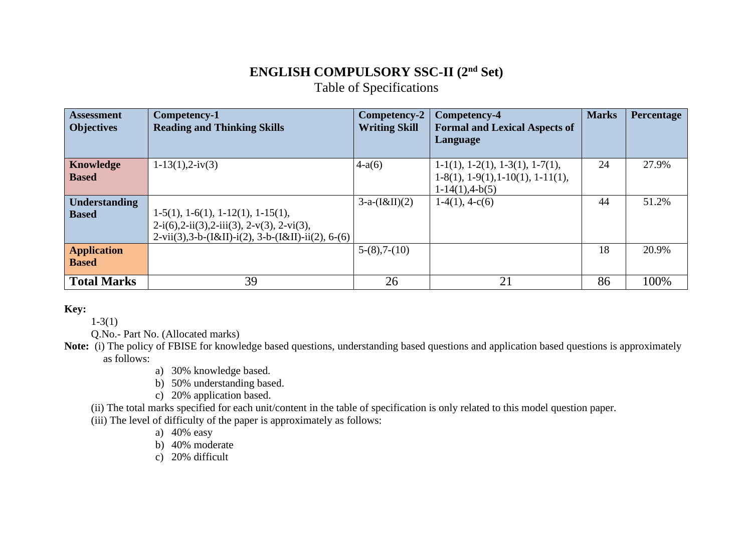# ENGLISH COMPULSORY SSC-II (2nd Set)

Table of Specifications

| Assessment Objectives | Competency-1 Reading and Thinking Skills | Competency-2 Writing Skill | Competency-4 Formal and Lexical Aspects of Language | Marks | Percentage |
|---|---|---|---|---|---|
| **Knowledge Based** | 1-13(1),2-iv(3) | 4-a(6) | 1-1(1), 1-2(1), 1-3(1), 1-7(1), 1-8(1), 1-9(1),1-10(1), 1-11(1), 1-14(1),4-b(5) | 24 | 27.9% |
| **Understanding Based** | 1-5(1), 1-6(1), 1-12(1), 1-15(1), 2-i(6),2-ii(3),2-iii(3), 2-v(3), 2-vi(3), 2-vii(3),3-b-(I&II)-i(2), 3-b-(I&II)-ii(2), 6-(6) | 3-a-(I&II)(2) | 1-4(1), 4-c(6) | 44 | 51.2% |
| **Application Based** | | 5-(8),7-(10) | | 18 | 20.9% |
| **Total Marks** | 39 | 26 | 21 | 86 | 100% |

**Key:**

1-3(1)

Q.No.- Part No. (Allocated marks)

**Note:** (i) The policy of FBISE for knowledge based questions, understanding based questions and application based questions is approximately as follows:

a) 30% knowledge based.
b) 50% understanding based.
c) 20% application based.

(ii) The total marks specified for each unit/content in the table of specification is only related to this model question paper.

(iii) The level of difficulty of the paper is approximately as follows:

a) 40% easy
b) 40% moderate
c) 20% difficult